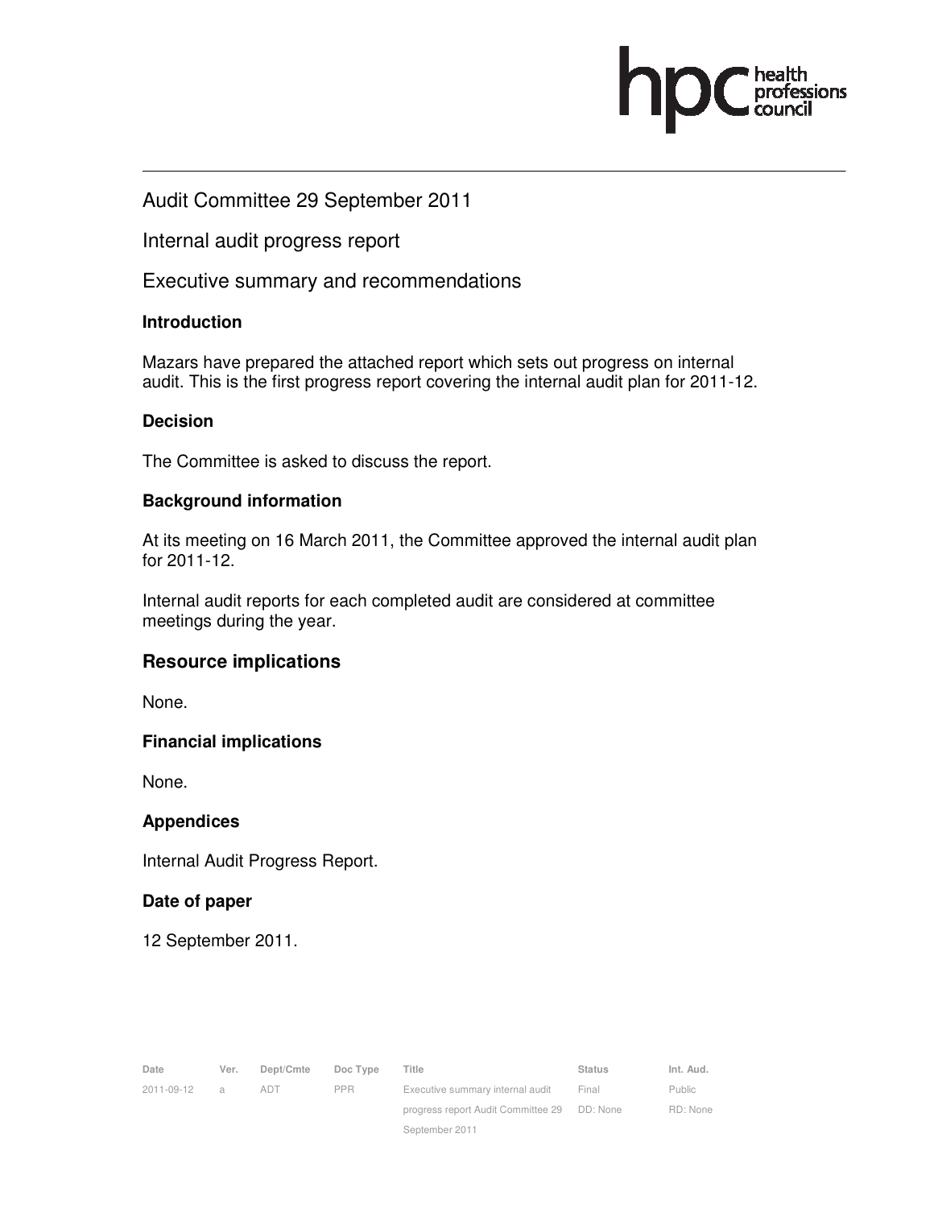# Audit Committee 29 September 2011

## Internal audit progress report

## Executive summary and recommendations

### Introduction

Mazars have prepared the attached report which sets out progress on internal audit. This is the first progress report covering the internal audit plan for 2011-12.

### Decision

The Committee is asked to discuss the report.

### Background information

At its meeting on 16 March 2011, the Committee approved the internal audit plan for 2011-12.

Internal audit reports for each completed audit are considered at committee meetings during the year.

### Resource implications

None.

### Financial implications

None.

### Appendices

Internal Audit Progress Report.

### Date of paper

12 September 2011.

| Date | Ver. | Dept/Cmte | Doc Type | Title | Status | Int. Aud. |
|---|---|---|---|---|---|---|
| 2011-09-12 | a | ADT | PPR | Executive summary internal audit progress report Audit Committee 29 September 2011 | Final<br>DD: None | Public<br>RD: None |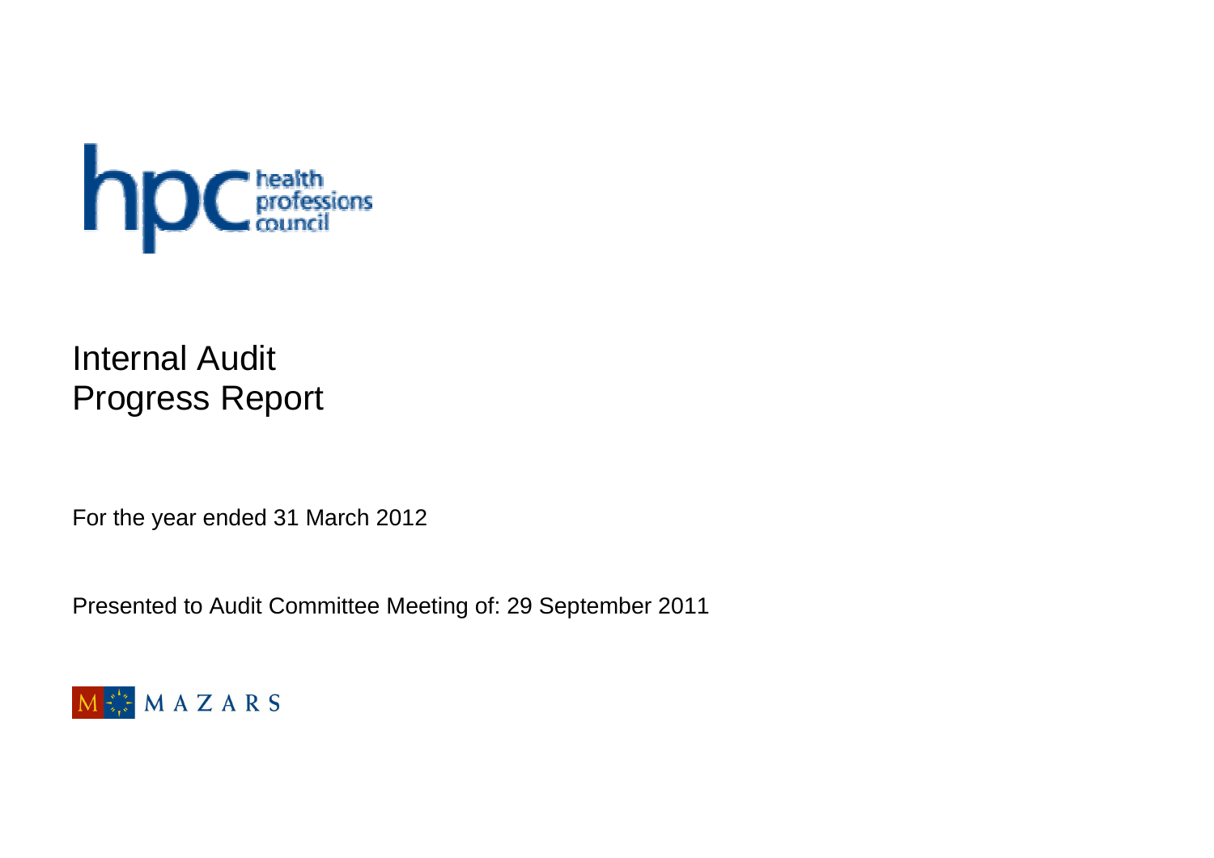# Internal Audit Progress Report

For the year ended 31 March 2012

Presented to Audit Committee Meeting of: 29 September 2011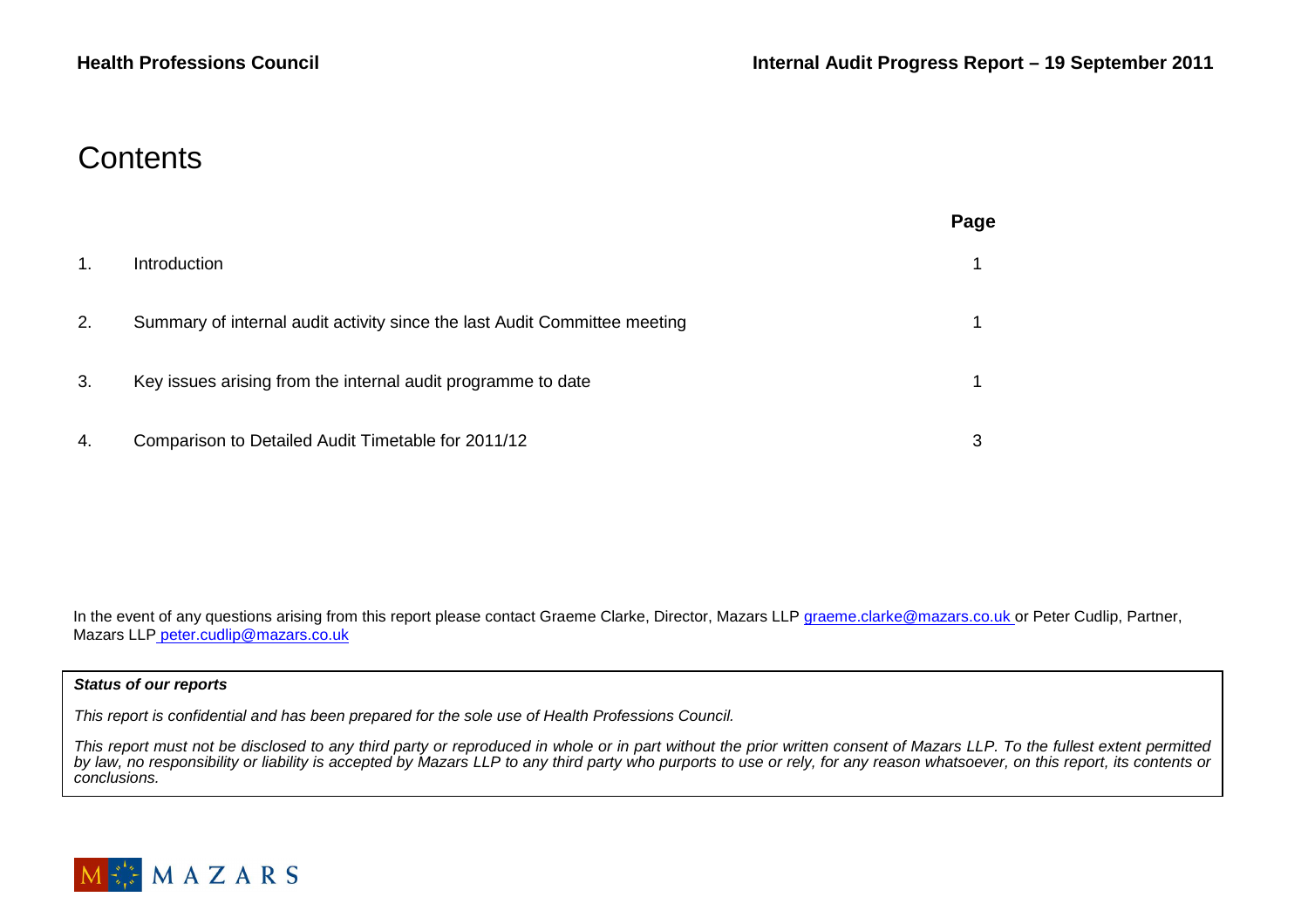# Contents

| | | Page |
|---|---|---|
| 1. | Introduction | 1 |
| 2. | Summary of internal audit activity since the last Audit Committee meeting | 1 |
| 3. | Key issues arising from the internal audit programme to date | 1 |
| 4. | Comparison to Detailed Audit Timetable for 2011/12 | 3 |

In the event of any questions arising from this report please contact Graeme Clarke, Director, Mazars LLP graeme.clarke@mazars.co.uk or Peter Cudlip, Partner, Mazars LLP peter.cudlip@mazars.co.uk

***Status of our reports***

*This report is confidential and has been prepared for the sole use of Health Professions Council.*

*This report must not be disclosed to any third party or reproduced in whole or in part without the prior written consent of Mazars LLP. To the fullest extent permitted by law, no responsibility or liability is accepted by Mazars LLP to any third party who purports to use or rely, for any reason whatsoever, on this report, its contents or conclusions.*

MAZARS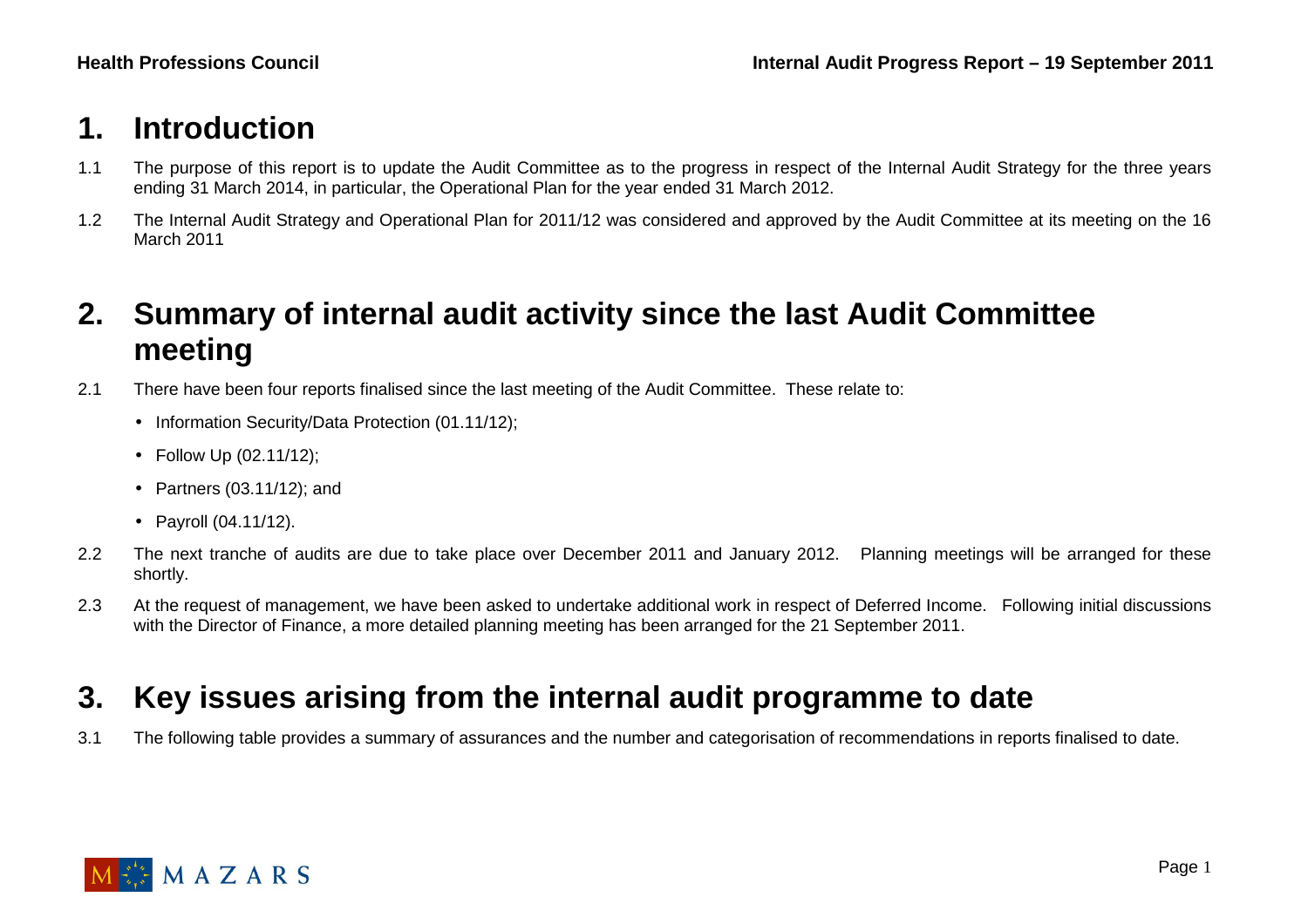# 1. Introduction

1.1 The purpose of this report is to update the Audit Committee as to the progress in respect of the Internal Audit Strategy for the three years ending 31 March 2014, in particular, the Operational Plan for the year ended 31 March 2012.

1.2 The Internal Audit Strategy and Operational Plan for 2011/12 was considered and approved by the Audit Committee at its meeting on the 16 March 2011

# 2. Summary of internal audit activity since the last Audit Committee meeting

2.1 There have been four reports finalised since the last meeting of the Audit Committee. These relate to:

- Information Security/Data Protection (01.11/12);
- Follow Up (02.11/12);
- Partners (03.11/12); and
- Payroll (04.11/12).

2.2 The next tranche of audits are due to take place over December 2011 and January 2012. Planning meetings will be arranged for these shortly.

2.3 At the request of management, we have been asked to undertake additional work in respect of Deferred Income. Following initial discussions with the Director of Finance, a more detailed planning meeting has been arranged for the 21 September 2011.

# 3. Key issues arising from the internal audit programme to date

3.1 The following table provides a summary of assurances and the number and categorisation of recommendations in reports finalised to date.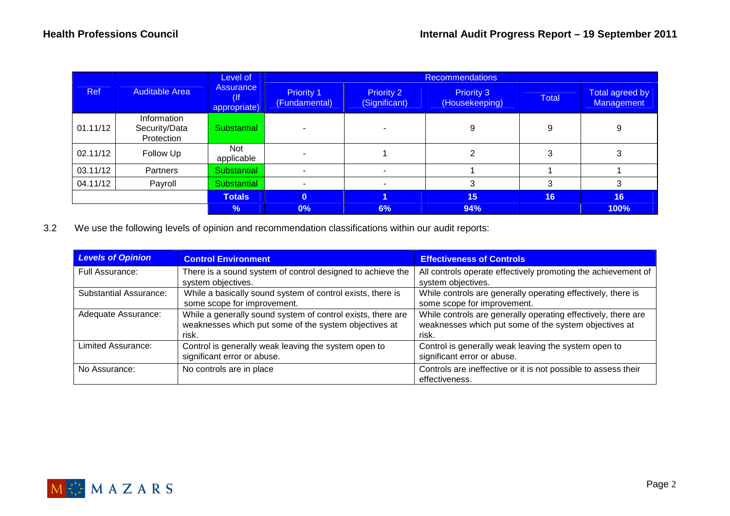| Ref | Auditable Area | Level of Assurance (If appropriate) | Recommendations | | | | |
|---|---|---|---|---|---|---|---|
| | | | Priority 1 (Fundamental) | Priority 2 (Significant) | Priority 3 (Housekeeping) | Total | Total agreed by Management |
| 01.11/12 | Information Security/Data Protection | Substantial | - | - | 9 | 9 | 9 |
| 02.11/12 | Follow Up | Not applicable | - | 1 | 2 | 3 | 3 |
| 03.11/12 | Partners | Substantial | - | - | 1 | 1 | 1 |
| 04.11/12 | Payroll | Substantial | - | - | 3 | 3 | 3 |
| | | **Totals** | **0** | **1** | **15** | **16** | **16** |
| | | **%** | **0%** | **6%** | **94%** | | **100%** |

3.2 We use the following levels of opinion and recommendation classifications within our audit reports:

| ***Levels of Opinion*** | **Control Environment** | **Effectiveness of Controls** |
|---|---|---|
| Full Assurance: | There is a sound system of control designed to achieve the system objectives. | All controls operate effectively promoting the achievement of system objectives. |
| Substantial Assurance: | While a basically sound system of control exists, there is some scope for improvement. | While controls are generally operating effectively, there is some scope for improvement. |
| Adequate Assurance: | While a generally sound system of control exists, there are weaknesses which put some of the system objectives at risk. | While controls are generally operating effectively, there are weaknesses which put some of the system objectives at risk. |
| Limited Assurance: | Control is generally weak leaving the system open to significant error or abuse. | Control is generally weak leaving the system open to significant error or abuse. |
| No Assurance: | No controls are in place | Controls are ineffective or it is not possible to assess their effectiveness. |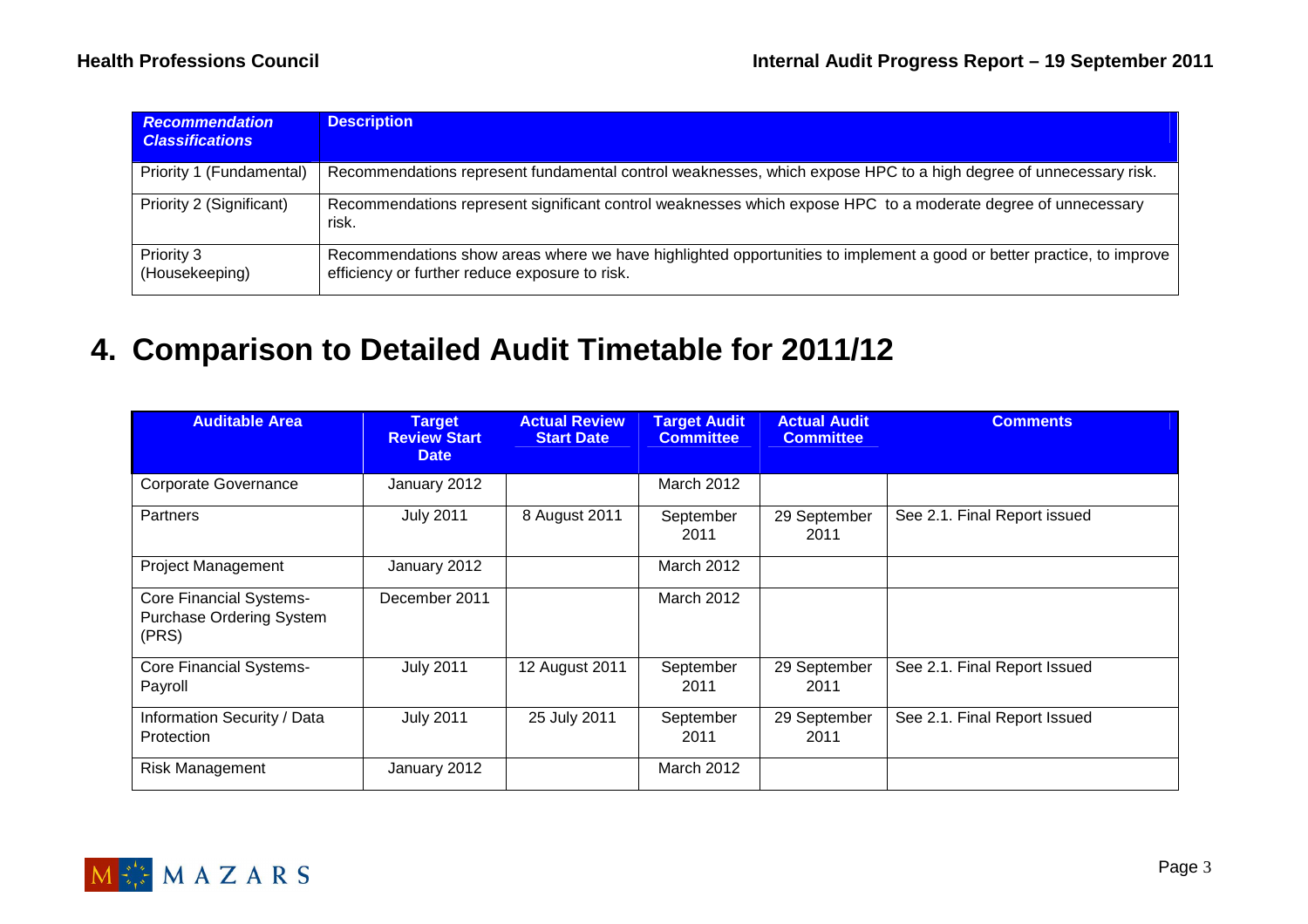| *Recommendation Classifications* | Description |
| --- | --- |
| Priority 1 (Fundamental) | Recommendations represent fundamental control weaknesses, which expose HPC to a high degree of unnecessary risk. |
| Priority 2 (Significant) | Recommendations represent significant control weaknesses which expose HPC to a moderate degree of unnecessary risk. |
| Priority 3 (Housekeeping) | Recommendations show areas where we have highlighted opportunities to implement a good or better practice, to improve efficiency or further reduce exposure to risk. |

# 4. Comparison to Detailed Audit Timetable for 2011/12

| Auditable Area | Target Review Start Date | Actual Review Start Date | Target Audit Committee | Actual Audit Committee | Comments |
| --- | --- | --- | --- | --- | --- |
| Corporate Governance | January 2012 | | March 2012 | | |
| Partners | July 2011 | 8 August 2011 | September 2011 | 29 September 2011 | See 2.1. Final Report issued |
| Project Management | January 2012 | | March 2012 | | |
| Core Financial Systems- Purchase Ordering System (PRS) | December 2011 | | March 2012 | | |
| Core Financial Systems- Payroll | July 2011 | 12 August 2011 | September 2011 | 29 September 2011 | See 2.1. Final Report Issued |
| Information Security / Data Protection | July 2011 | 25 July 2011 | September 2011 | 29 September 2011 | See 2.1. Final Report Issued |
| Risk Management | January 2012 | | March 2012 | | |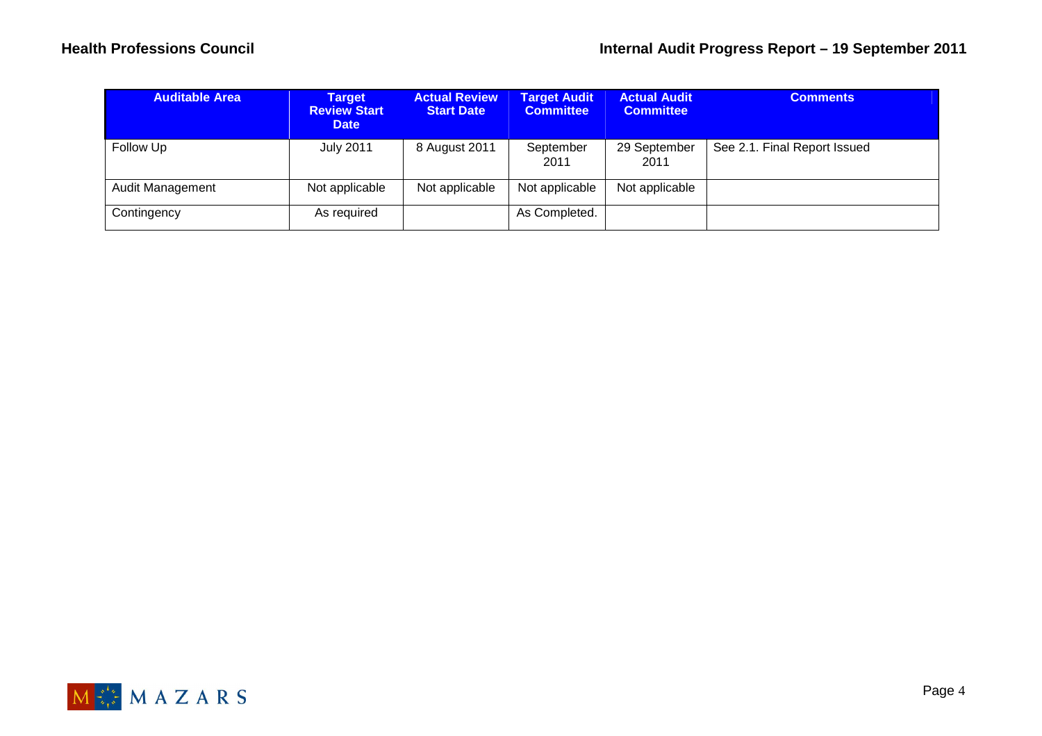| Auditable Area | Target Review Start Date | Actual Review Start Date | Target Audit Committee | Actual Audit Committee | Comments |
|---|---|---|---|---|---|
| Follow Up | July 2011 | 8 August 2011 | September 2011 | 29 September 2011 | See 2.1. Final Report Issued |
| Audit Management | Not applicable | Not applicable | Not applicable | Not applicable | |
| Contingency | As required | | As Completed. | | |